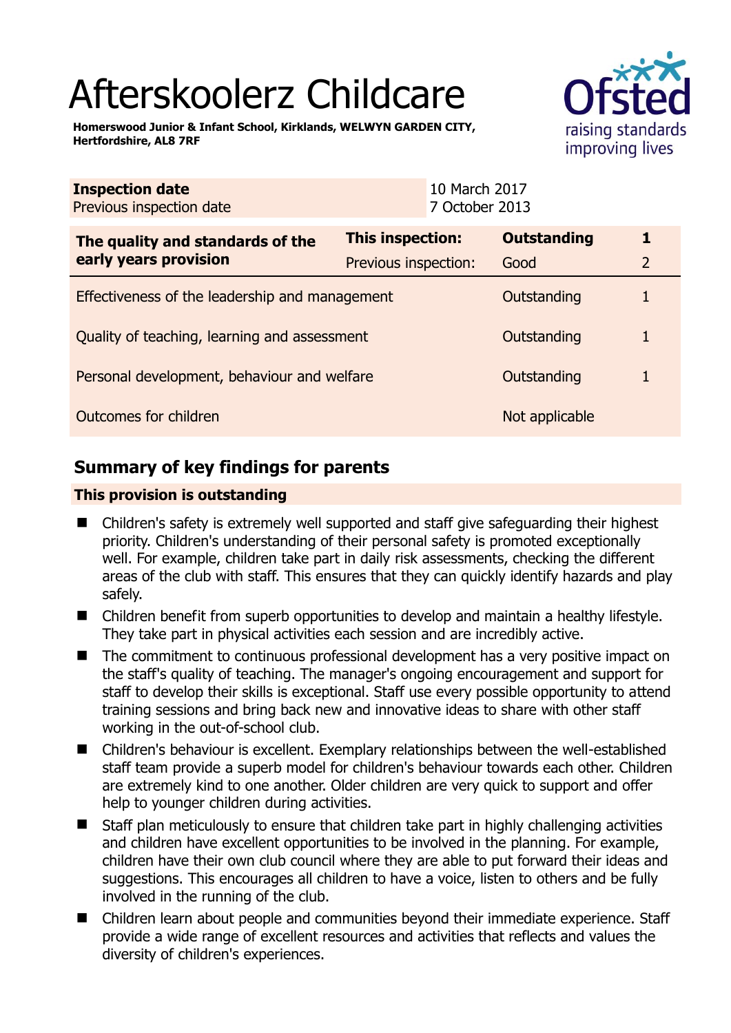# Afterskoolerz Childcare

**Homerswood Junior & Infant School, Kirklands, WELWYN GARDEN CITY, Hertfordshire, AL8 7RF**

| **Inspection date** | 10 March 2017 |
| --- | --- |
| Previous inspection date | 7 October 2013 |

| **The quality and standards of the early years provision** | **This inspection:** | **Outstanding** | **1** |
| --- | --- | --- | --- |
| | Previous inspection: | Good | 2 |
| Effectiveness of the leadership and management | | Outstanding | 1 |
| Quality of teaching, learning and assessment | | Outstanding | 1 |
| Personal development, behaviour and welfare | | Outstanding | 1 |
| Outcomes for children | | Not applicable | |

## Summary of key findings for parents

**This provision is outstanding**

- Children's safety is extremely well supported and staff give safeguarding their highest priority. Children's understanding of their personal safety is promoted exceptionally well. For example, children take part in daily risk assessments, checking the different areas of the club with staff. This ensures that they can quickly identify hazards and play safely.
- Children benefit from superb opportunities to develop and maintain a healthy lifestyle. They take part in physical activities each session and are incredibly active.
- The commitment to continuous professional development has a very positive impact on the staff's quality of teaching. The manager's ongoing encouragement and support for staff to develop their skills is exceptional. Staff use every possible opportunity to attend training sessions and bring back new and innovative ideas to share with other staff working in the out-of-school club.
- Children's behaviour is excellent. Exemplary relationships between the well-established staff team provide a superb model for children's behaviour towards each other. Children are extremely kind to one another. Older children are very quick to support and offer help to younger children during activities.
- Staff plan meticulously to ensure that children take part in highly challenging activities and children have excellent opportunities to be involved in the planning. For example, children have their own club council where they are able to put forward their ideas and suggestions. This encourages all children to have a voice, listen to others and be fully involved in the running of the club.
- Children learn about people and communities beyond their immediate experience. Staff provide a wide range of excellent resources and activities that reflects and values the diversity of children's experiences.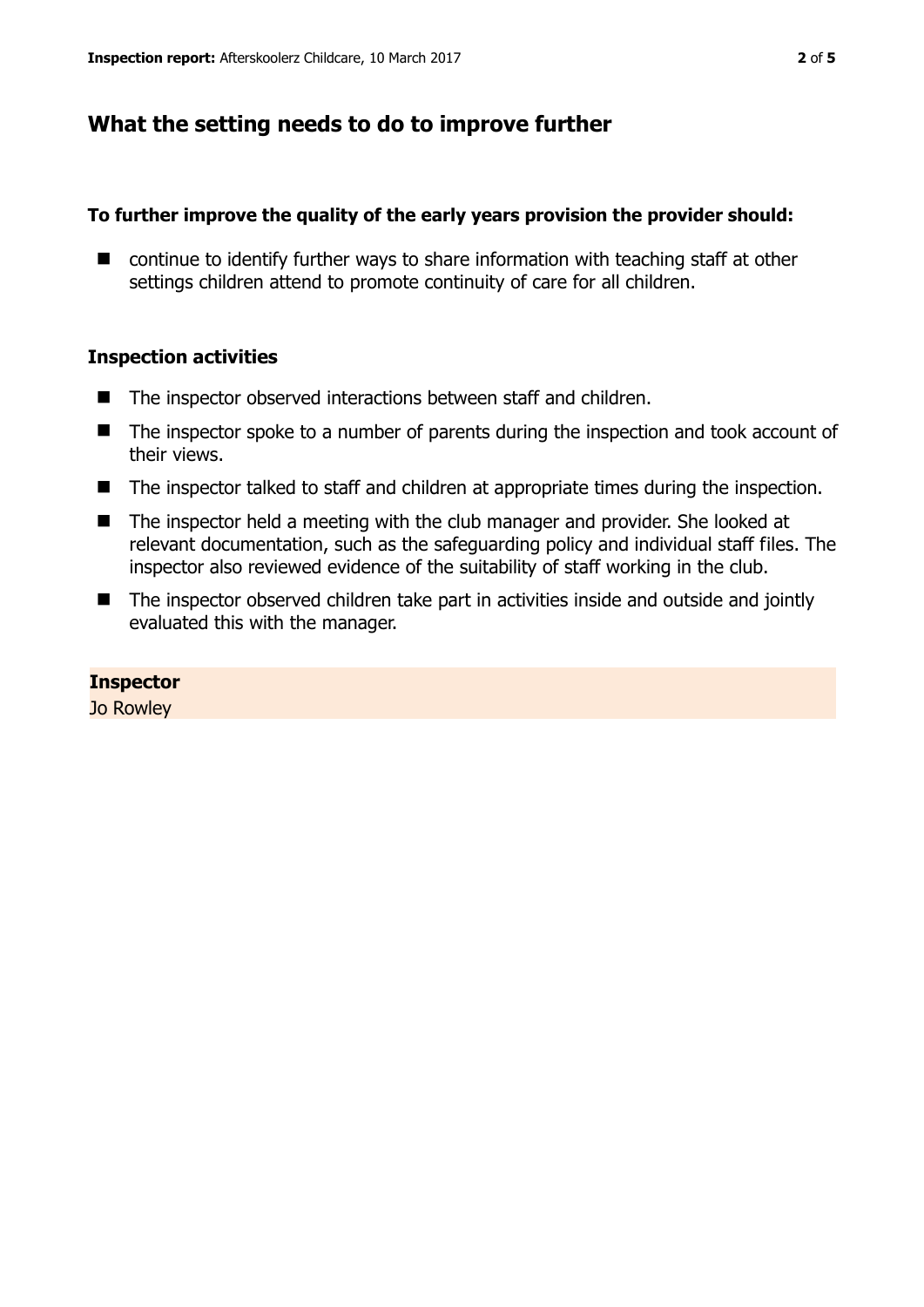## What the setting needs to do to improve further

### To further improve the quality of the early years provision the provider should:

- continue to identify further ways to share information with teaching staff at other settings children attend to promote continuity of care for all children.

### Inspection activities

- The inspector observed interactions between staff and children.
- The inspector spoke to a number of parents during the inspection and took account of their views.
- The inspector talked to staff and children at appropriate times during the inspection.
- The inspector held a meeting with the club manager and provider. She looked at relevant documentation, such as the safeguarding policy and individual staff files. The inspector also reviewed evidence of the suitability of staff working in the club.
- The inspector observed children take part in activities inside and outside and jointly evaluated this with the manager.

**Inspector**
Jo Rowley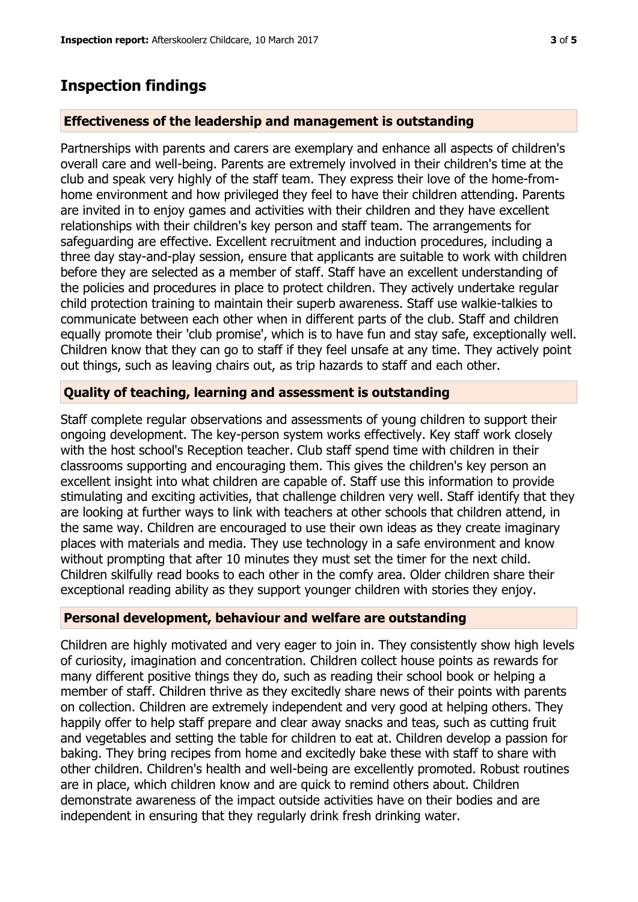## Inspection findings

### Effectiveness of the leadership and management is outstanding

Partnerships with parents and carers are exemplary and enhance all aspects of children's overall care and well-being. Parents are extremely involved in their children's time at the club and speak very highly of the staff team. They express their love of the home-from-home environment and how privileged they feel to have their children attending. Parents are invited in to enjoy games and activities with their children and they have excellent relationships with their children's key person and staff team. The arrangements for safeguarding are effective. Excellent recruitment and induction procedures, including a three day stay-and-play session, ensure that applicants are suitable to work with children before they are selected as a member of staff. Staff have an excellent understanding of the policies and procedures in place to protect children. They actively undertake regular child protection training to maintain their superb awareness. Staff use walkie-talkies to communicate between each other when in different parts of the club. Staff and children equally promote their 'club promise', which is to have fun and stay safe, exceptionally well. Children know that they can go to staff if they feel unsafe at any time. They actively point out things, such as leaving chairs out, as trip hazards to staff and each other.

### Quality of teaching, learning and assessment is outstanding

Staff complete regular observations and assessments of young children to support their ongoing development. The key-person system works effectively. Key staff work closely with the host school's Reception teacher. Club staff spend time with children in their classrooms supporting and encouraging them. This gives the children's key person an excellent insight into what children are capable of. Staff use this information to provide stimulating and exciting activities, that challenge children very well. Staff identify that they are looking at further ways to link with teachers at other schools that children attend, in the same way. Children are encouraged to use their own ideas as they create imaginary places with materials and media. They use technology in a safe environment and know without prompting that after 10 minutes they must set the timer for the next child. Children skilfully read books to each other in the comfy area. Older children share their exceptional reading ability as they support younger children with stories they enjoy.

### Personal development, behaviour and welfare are outstanding

Children are highly motivated and very eager to join in. They consistently show high levels of curiosity, imagination and concentration. Children collect house points as rewards for many different positive things they do, such as reading their school book or helping a member of staff. Children thrive as they excitedly share news of their points with parents on collection. Children are extremely independent and very good at helping others. They happily offer to help staff prepare and clear away snacks and teas, such as cutting fruit and vegetables and setting the table for children to eat at. Children develop a passion for baking. They bring recipes from home and excitedly bake these with staff to share with other children. Children's health and well-being are excellently promoted. Robust routines are in place, which children know and are quick to remind others about. Children demonstrate awareness of the impact outside activities have on their bodies and are independent in ensuring that they regularly drink fresh drinking water.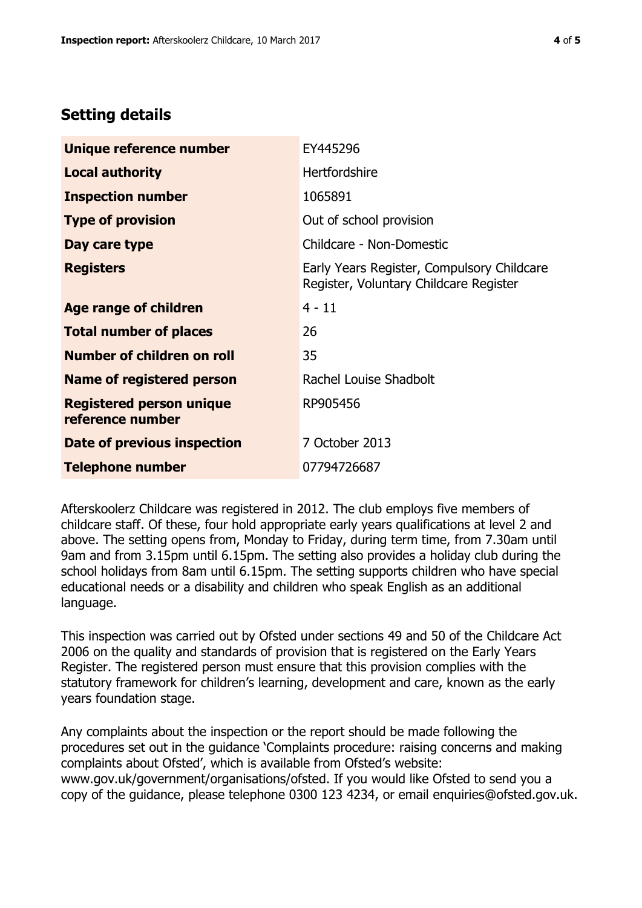## Setting details

| | |
|---|---|
| **Unique reference number** | EY445296 |
| **Local authority** | Hertfordshire |
| **Inspection number** | 1065891 |
| **Type of provision** | Out of school provision |
| **Day care type** | Childcare - Non-Domestic |
| **Registers** | Early Years Register, Compulsory Childcare Register, Voluntary Childcare Register |
| **Age range of children** | 4 - 11 |
| **Total number of places** | 26 |
| **Number of children on roll** | 35 |
| **Name of registered person** | Rachel Louise Shadbolt |
| **Registered person unique reference number** | RP905456 |
| **Date of previous inspection** | 7 October 2013 |
| **Telephone number** | 07794726687 |

Afterskoolerz Childcare was registered in 2012. The club employs five members of childcare staff. Of these, four hold appropriate early years qualifications at level 2 and above. The setting opens from, Monday to Friday, during term time, from 7.30am until 9am and from 3.15pm until 6.15pm. The setting also provides a holiday club during the school holidays from 8am until 6.15pm. The setting supports children who have special educational needs or a disability and children who speak English as an additional language.

This inspection was carried out by Ofsted under sections 49 and 50 of the Childcare Act 2006 on the quality and standards of provision that is registered on the Early Years Register. The registered person must ensure that this provision complies with the statutory framework for children's learning, development and care, known as the early years foundation stage.

Any complaints about the inspection or the report should be made following the procedures set out in the guidance 'Complaints procedure: raising concerns and making complaints about Ofsted', which is available from Ofsted's website: www.gov.uk/government/organisations/ofsted. If you would like Ofsted to send you a copy of the guidance, please telephone 0300 123 4234, or email enquiries@ofsted.gov.uk.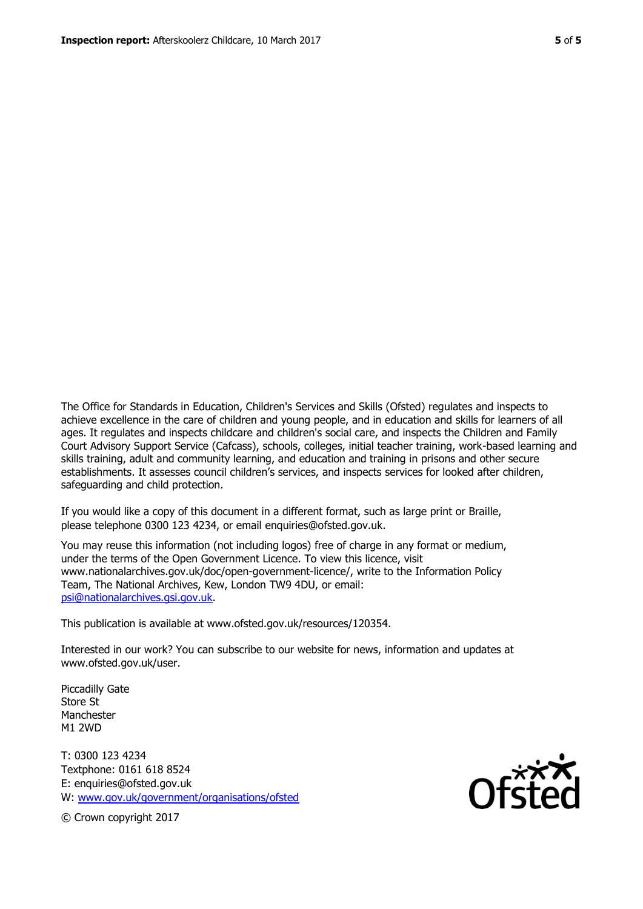The Office for Standards in Education, Children's Services and Skills (Ofsted) regulates and inspects to achieve excellence in the care of children and young people, and in education and skills for learners of all ages. It regulates and inspects childcare and children's social care, and inspects the Children and Family Court Advisory Support Service (Cafcass), schools, colleges, initial teacher training, work-based learning and skills training, adult and community learning, and education and training in prisons and other secure establishments. It assesses council children's services, and inspects services for looked after children, safeguarding and child protection.

If you would like a copy of this document in a different format, such as large print or Braille, please telephone 0300 123 4234, or email enquiries@ofsted.gov.uk.

You may reuse this information (not including logos) free of charge in any format or medium, under the terms of the Open Government Licence. To view this licence, visit www.nationalarchives.gov.uk/doc/open-government-licence/, write to the Information Policy Team, The National Archives, Kew, London TW9 4DU, or email: psi@nationalarchives.gsi.gov.uk.

This publication is available at www.ofsted.gov.uk/resources/120354.

Interested in our work? You can subscribe to our website for news, information and updates at www.ofsted.gov.uk/user.

Piccadilly Gate
Store St
Manchester
M1 2WD

T: 0300 123 4234
Textphone: 0161 618 8524
E: enquiries@ofsted.gov.uk
W: www.gov.uk/government/organisations/ofsted

© Crown copyright 2017